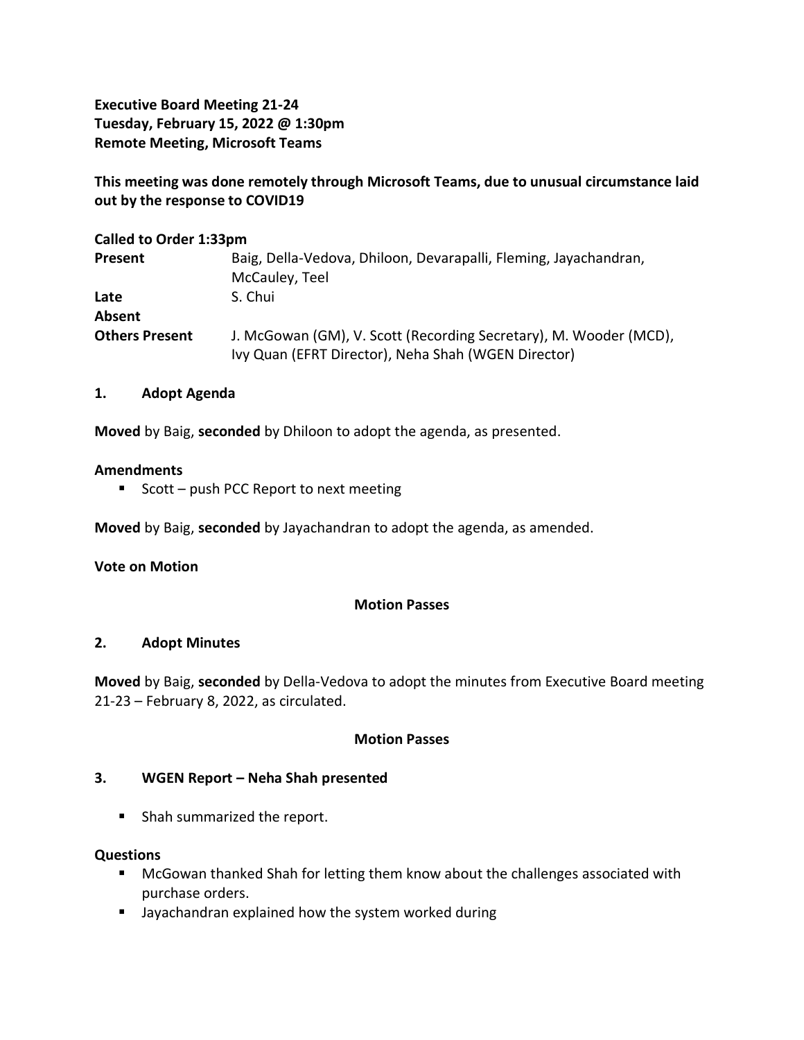**Executive Board Meeting 21-24**
**Tuesday, February 15, 2022 @ 1:30pm**
**Remote Meeting, Microsoft Teams**

**This meeting was done remotely through Microsoft Teams, due to unusual circumstance laid out by the response to COVID19**

**Called to Order 1:33pm**

| | |
|---|---|
| **Present** | Baig, Della-Vedova, Dhiloon, Devarapalli, Fleming, Jayachandran, McCauley, Teel |
| **Late** | S. Chui |
| **Absent** | |
| **Others Present** | J. McGowan (GM), V. Scott (Recording Secretary), M. Wooder (MCD), Ivy Quan (EFRT Director), Neha Shah (WGEN Director) |

## 1. Adopt Agenda

**Moved** by Baig, **seconded** by Dhiloon to adopt the agenda, as presented.

**Amendments**

- Scott – push PCC Report to next meeting

**Moved** by Baig, **seconded** by Jayachandran to adopt the agenda, as amended.

**Vote on Motion**

**Motion Passes**

## 2. Adopt Minutes

**Moved** by Baig, **seconded** by Della-Vedova to adopt the minutes from Executive Board meeting 21-23 – February 8, 2022, as circulated.

**Motion Passes**

## 3. WGEN Report – Neha Shah presented

- Shah summarized the report.

**Questions**

- McGowan thanked Shah for letting them know about the challenges associated with purchase orders.
- Jayachandran explained how the system worked during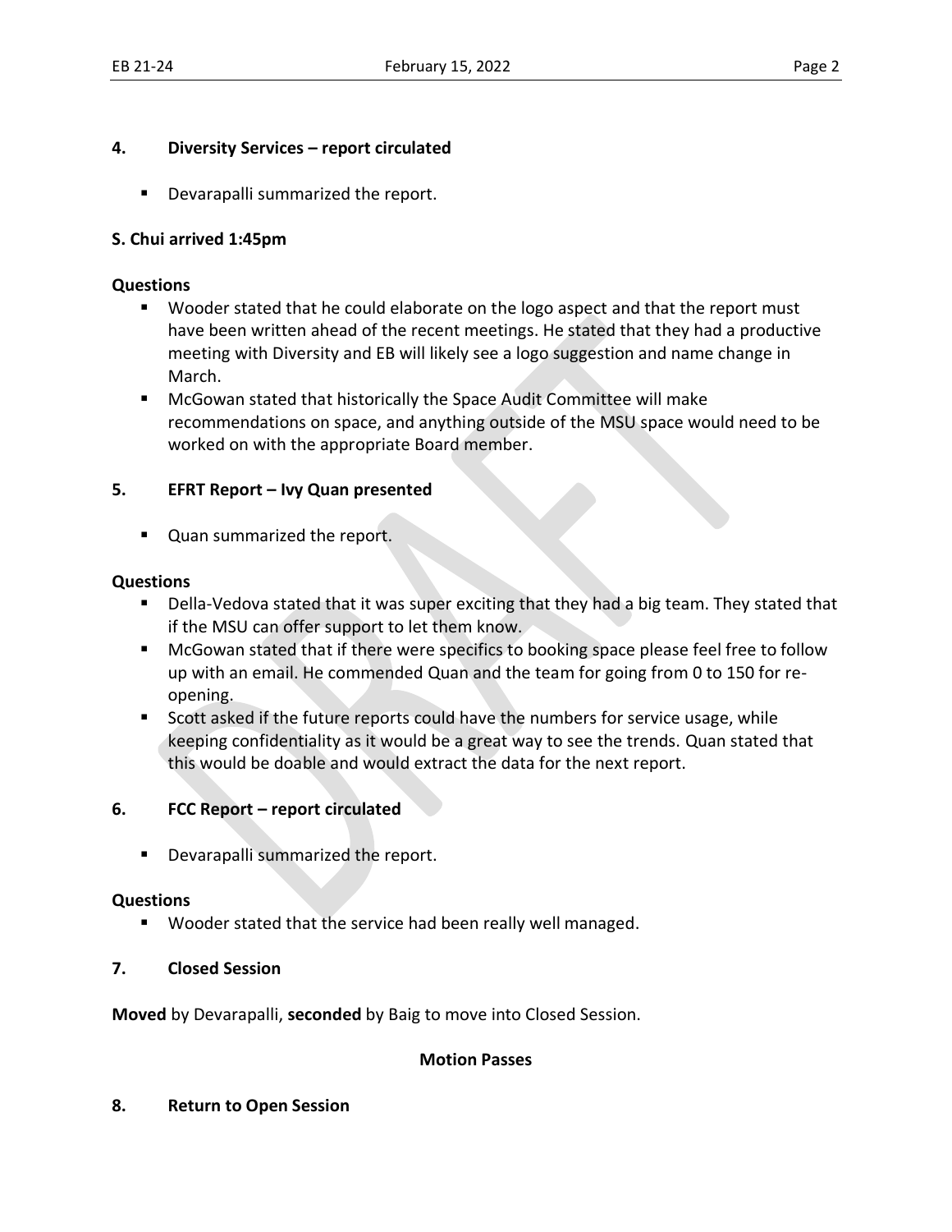## 4. Diversity Services – report circulated

- Devarapalli summarized the report.

**S. Chui arrived 1:45pm**

**Questions**

- Wooder stated that he could elaborate on the logo aspect and that the report must have been written ahead of the recent meetings. He stated that they had a productive meeting with Diversity and EB will likely see a logo suggestion and name change in March.
- McGowan stated that historically the Space Audit Committee will make recommendations on space, and anything outside of the MSU space would need to be worked on with the appropriate Board member.

## 5. EFRT Report – Ivy Quan presented

- Quan summarized the report.

**Questions**

- Della-Vedova stated that it was super exciting that they had a big team. They stated that if the MSU can offer support to let them know.
- McGowan stated that if there were specifics to booking space please feel free to follow up with an email. He commended Quan and the team for going from 0 to 150 for re-opening.
- Scott asked if the future reports could have the numbers for service usage, while keeping confidentiality as it would be a great way to see the trends. Quan stated that this would be doable and would extract the data for the next report.

## 6. FCC Report – report circulated

- Devarapalli summarized the report.

**Questions**

- Wooder stated that the service had been really well managed.

## 7. Closed Session

**Moved** by Devarapalli, **seconded** by Baig to move into Closed Session.

**Motion Passes**

## 8. Return to Open Session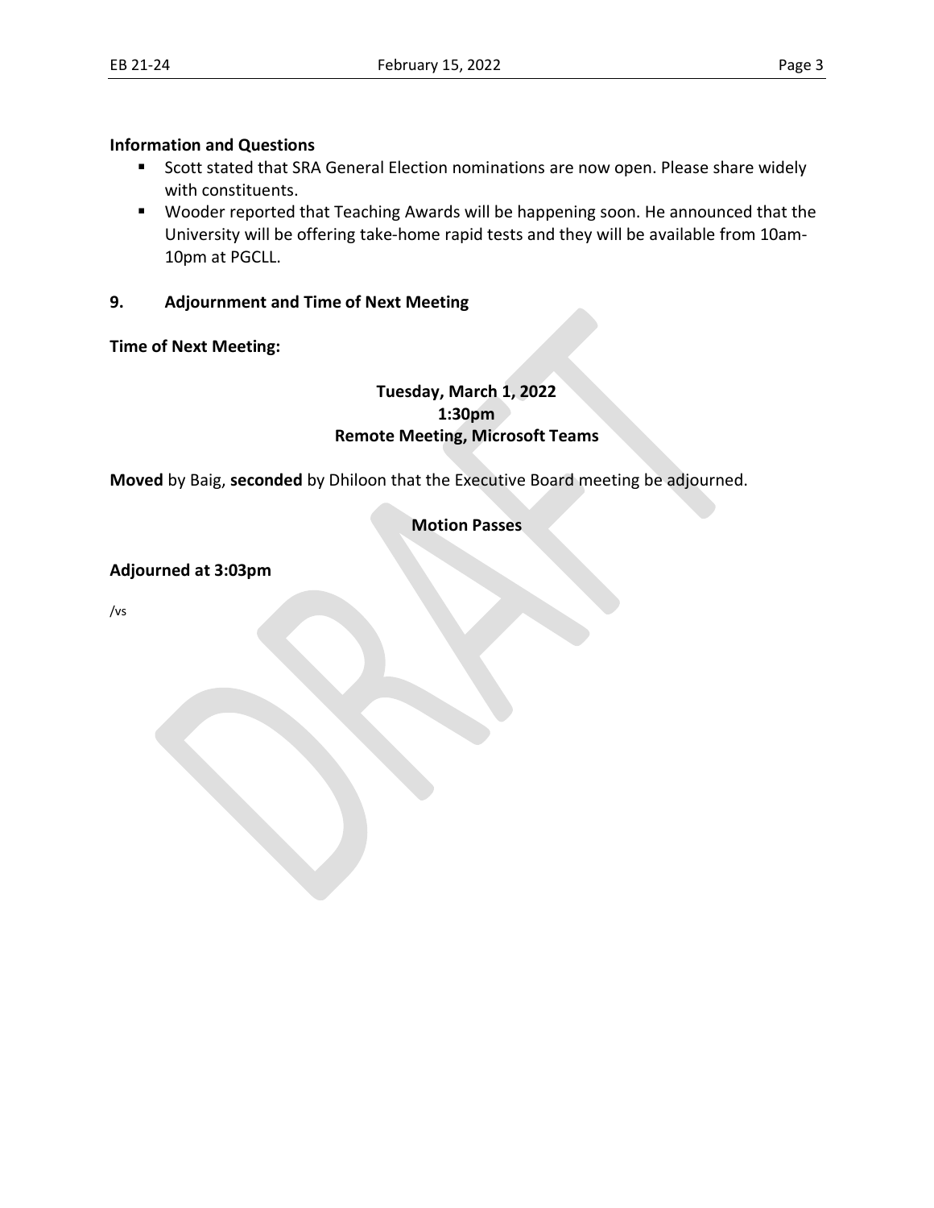**Information and Questions**

- Scott stated that SRA General Election nominations are now open. Please share widely with constituents.
- Wooder reported that Teaching Awards will be happening soon. He announced that the University will be offering take-home rapid tests and they will be available from 10am-10pm at PGCLL.

## 9. Adjournment and Time of Next Meeting

**Time of Next Meeting:**

**Tuesday, March 1, 2022**
**1:30pm**
**Remote Meeting, Microsoft Teams**

**Moved** by Baig, **seconded** by Dhiloon that the Executive Board meeting be adjourned.

**Motion Passes**

**Adjourned at 3:03pm**

/vs